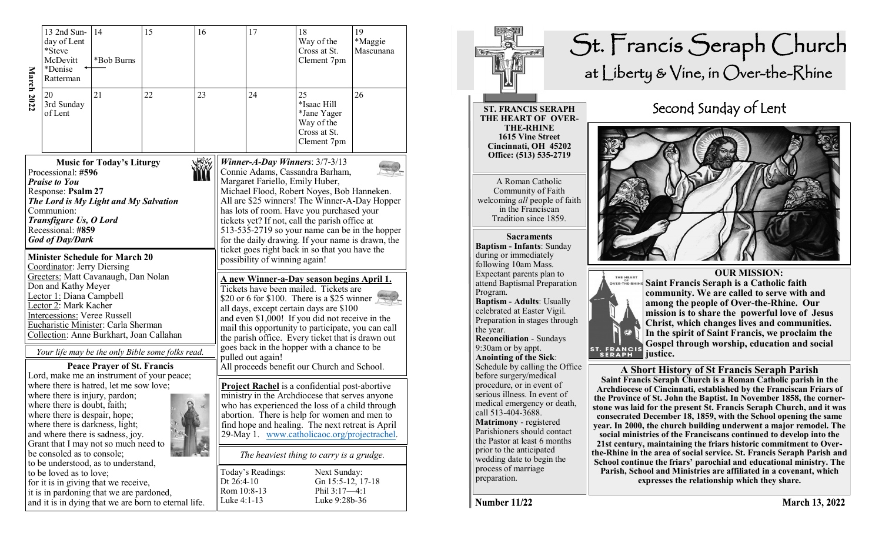**March 2022**

| | | | | | | |
|---|---|---|---|---|---|---|
| 13 2nd Sunday of Lent *Steve McDevitt *Denise Ratterman | 14 *Bob Burns | 15 | 16 | 17 | 18 Way of the Cross at St. Clement 7pm | 19 *Maggie Mascunana |
| 20 3rd Sunday of Lent | 21 | 22 | 23 | 24 | 25 *Isaac Hill *Jane Yager Way of the Cross at St. Clement 7pm | 26 |

### Music for Today's Liturgy

Processional: **#596**
***Praise to You***
Response: **Psalm 27**
***The Lord is My Light and My Salvation***
Communion:
***Transfigure Us, O Lord***
Recessional: **#859**
***God of Day/Dark***

### Minister Schedule for March 20

Coordinator: Jerry Diersing
Greeters: Matt Cavanaugh, Dan Nolan
Don and Kathy Meyer
Lector 1: Diana Campbell
Lector 2: Mark Kacher
Intercessions: Veree Russell
Eucharistic Minister: Carla Sherman
Collection: Anne Burkhart, Joan Callahan

*Your life may be the only Bible some folks read.*

### Peace Prayer of St. Francis

Lord, make me an instrument of your peace;
where there is hatred, let me sow love;
where there is injury, pardon;
where there is doubt, faith;
where there is despair, hope;
where there is darkness, light;
and where there is sadness, joy.
Grant that I may not so much need to be consoled as to console;
to be understood, as to understand,
to be loved as to love;
for it is in giving that we receive,
it is in pardoning that we are pardoned,
and it is in dying that we are born to eternal life.

***Winner-A-Day Winners***: 3/7-3/13
Connie Adams, Cassandra Barham, Margaret Fariello, Emily Huber, Michael Flood, Robert Noyes, Bob Hanneken. All are $25 winners! The Winner-A-Day Hopper has lots of room. Have you purchased your tickets yet? If not, call the parish office at 513-535-2719 so your name can be in the hopper for the daily drawing. If your name is drawn, the ticket goes right back in so that you have the possibility of winning again!

**A new Winner-a-Day season begins April 1.**
Tickets have been mailed. Tickets are $20 or 6 for $100. There is a $25 winner all days, except certain days are $100 and even $1,000! If you did not receive in the mail this opportunity to participate, you can call the parish office. Every ticket that is drawn out goes back in the hopper with a chance to be pulled out again!
All proceeds benefit our Church and School.

**Project Rachel** is a confidential post-abortive ministry in the Archdiocese that serves anyone who has experienced the loss of a child through abortion. There is help for women and men to find hope and healing. The next retreat is April 29-May 1. www.catholicaoc.org/projectrachel.

*The heaviest thing to carry is a grudge.*

| Today's Readings: | Next Sunday: |
|---|---|
| Dt 26:4-10 | Gn 15:5-12, 17-18 |
| Rom 10:8-13 | Phil 3:17—4:1 |
| Luke 4:1-13 | Luke 9:28b-36 |

# St. Francis Seraph Church

## at Liberty & Vine, in Over-the-Rhine

**ST. FRANCIS SERAPH THE HEART OF OVER-THE-RHINE**
**1615 Vine Street**
**Cincinnati, OH 45202**
**Office: (513) 535-2719**

A Roman Catholic Community of Faith welcoming *all* people of faith in the Franciscan Tradition since 1859.

**Sacraments**

**Baptism - Infants**: Sunday during or immediately following 10am Mass. Expectant parents plan to attend Baptismal Preparation Program.
**Baptism - Adults**: Usually celebrated at Easter Vigil. Preparation in stages through the year.
**Reconciliation** - Sundays 9:30am or by appt.
**Anointing of the Sick**: Schedule by calling the Office before surgery/medical procedure, or in event of serious illness. In event of medical emergency or death, call 513-404-3688.
**Matrimony** - registered Parishioners should contact the Pastor at least 6 months prior to the anticipated wedding date to begin the process of marriage preparation.

## Second Sunday of Lent

**OUR MISSION:**
**Saint Francis Seraph is a Catholic faith community. We are called to serve with and among the people of Over-the-Rhine. Our mission is to share the powerful love of Jesus Christ, which changes lives and communities. In the spirit of Saint Francis, we proclaim the Gospel through worship, education and social justice.**

### A Short History of St Francis Seraph Parish

**Saint Francis Seraph Church is a Roman Catholic parish in the Archdiocese of Cincinnati, established by the Franciscan Friars of the Province of St. John the Baptist. In November 1858, the cornerstone was laid for the present St. Francis Seraph Church, and it was consecrated December 18, 1859, with the School opening the same year. In 2000, the church building underwent a major remodel. The social ministries of the Franciscans continued to develop into the 21st century, maintaining the friars historic commitment to Over-the-Rhine in the area of social service. St. Francis Seraph Parish and School continue the friars' parochial and educational ministry. The Parish, School and Ministries are affiliated in a covenant, which expresses the relationship which they share.**

**Number 11/22** **March 13, 2022**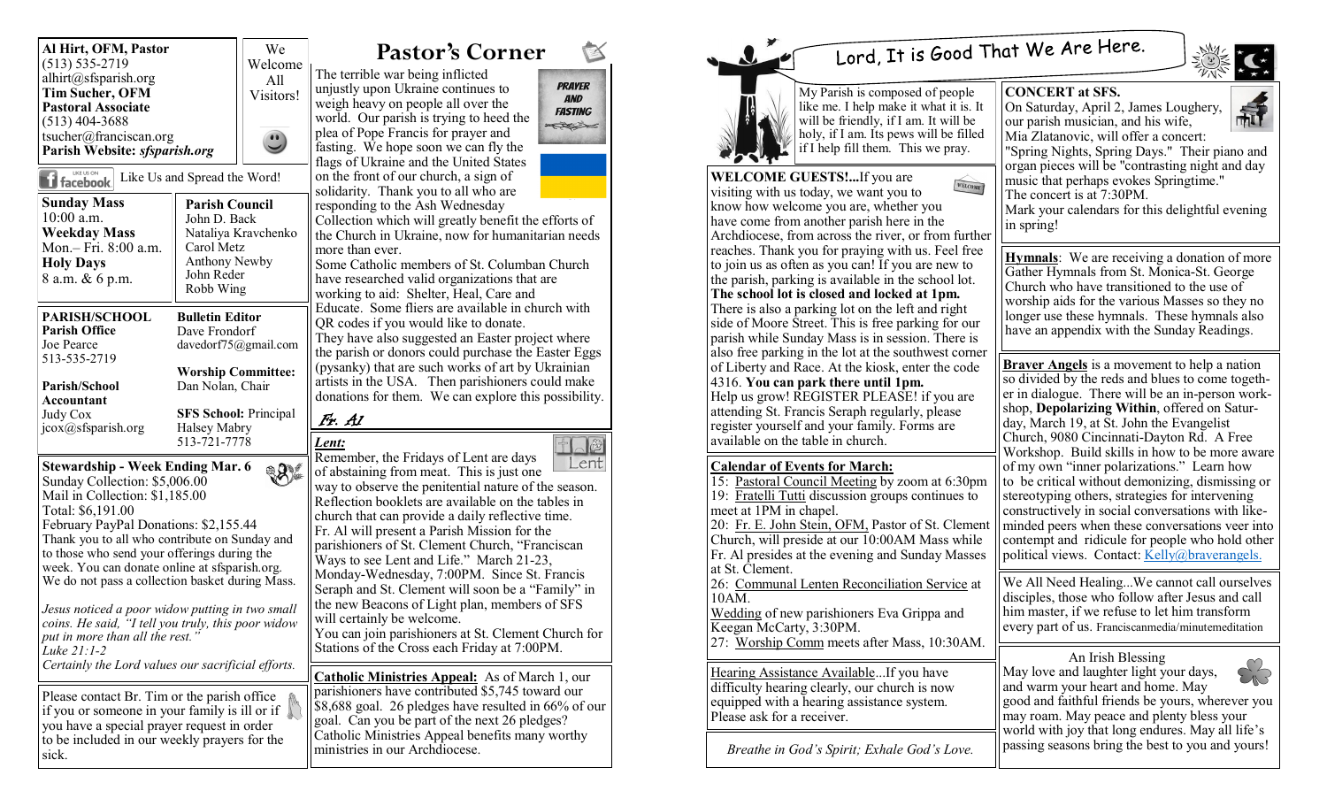**Al Hirt, OFM, Pastor**
(513) 535-2719
alhirt@sfsparish.org
**Tim Sucher, OFM**
**Pastoral Associate**
(513) 404-3688
tsucher@franciscan.org
**Parish Website:** ***sfsparish.org***

We Welcome All Visitors!

Like Us and Spread the Word!

| | |
|---|---|
| **Sunday Mass** 10:00 a.m. **Weekday Mass** Mon.– Fri. 8:00 a.m. **Holy Days** 8 a.m. & 6 p.m. | **Parish Council** John D. Back, Nataliya Kravchenko, Carol Metz, Anthony Newby, John Reder, Robb Wing |

| | |
|---|---|
| **PARISH/SCHOOL Parish Office** Joe Pearce 513-535-2719 | **Bulletin Editor** Dave Frondorf davedorf75@gmail.com |
| **Parish/School Accountant** Judy Cox jcox@sfsparish.org | **Worship Committee:** Dan Nolan, Chair **SFS School:** Principal Halsey Mabry 513-721-7778 |

**Stewardship - Week Ending Mar. 6**
Sunday Collection: $5,006.00
Mail in Collection: $1,185.00
Total: $6,191.00
February PayPal Donations: $2,155.44
Thank you to all who contribute on Sunday and to those who send your offerings during the week. You can donate online at sfsparish.org. We do not pass a collection basket during Mass.

*Jesus noticed a poor widow putting in two small coins. He said, "I tell you truly, this poor widow put in more than all the rest." Luke 21:1-2*
*Certainly the Lord values our sacrificial efforts.*

Please contact Br. Tim or the parish office if you or someone in your family is ill or if you have a special prayer request in order to be included in our weekly prayers for the sick.

# Pastor's Corner

The terrible war being inflicted unjustly upon Ukraine continues to weigh heavy on people all over the world. Our parish is trying to heed the plea of Pope Francis for prayer and fasting. We hope soon we can fly the flags of Ukraine and the United States on the front of our church, a sign of solidarity. Thank you to all who are responding to the Ash Wednesday Collection which will greatly benefit the efforts of the Church in Ukraine, now for humanitarian needs more than ever.
Some Catholic members of St. Columban Church have researched valid organizations that are working to aid: Shelter, Heal, Care and Educate. Some fliers are available in church with QR codes if you would like to donate.
They have also suggested an Easter project where the parish or donors could purchase the Easter Eggs (pysanky) that are such works of art by Ukrainian artists in the USA. Then parishioners could make donations for them. We can explore this possibility.
*Fr. Al*

***Lent:***
Remember, the Fridays of Lent are days of abstaining from meat. This is just one way to observe the penitential nature of the season. Reflection booklets are available on the tables in church that can provide a daily reflective time.
Fr. Al will present a Parish Mission for the parishioners of St. Clement Church, "Franciscan Ways to see Lent and Life." March 21-23, Monday-Wednesday, 7:00PM. Since St. Francis Seraph and St. Clement will soon be a "Family" in the new Beacons of Light plan, members of SFS will certainly be welcome.
You can join parishioners at St. Clement Church for Stations of the Cross each Friday at 7:00PM.

**Catholic Ministries Appeal:** As of March 1, our parishioners have contributed $5,745 toward our $8,688 goal. 26 pledges have resulted in 66% of our goal. Can you be part of the next 26 pledges? Catholic Ministries Appeal benefits many worthy ministries in our Archdiocese.

## Lord, It is Good That We Are Here.

My Parish is composed of people like me. I help make it what it is. It will be friendly, if I am. It will be holy, if I am. Its pews will be filled if I help fill them. This we pray.

**WELCOME GUESTS!...**If you are visiting with us today, we want you to know how welcome you are, whether you have come from another parish here in the Archdiocese, from across the river, or from further reaches. Thank you for praying with us. Feel free to join us as often as you can! If you are new to the parish, parking is available in the school lot. **The school lot is closed and locked at 1pm.** There is also a parking lot on the left and right side of Moore Street. This is free parking for our parish while Sunday Mass is in session. There is also free parking in the lot at the southwest corner of Liberty and Race. At the kiosk, enter the code 4316. **You can park there until 1pm.**
Help us grow! REGISTER PLEASE! if you are attending St. Francis Seraph regularly, please register yourself and your family. Forms are available on the table in church.

**Calendar of Events for March:**
15: Pastoral Council Meeting by zoom at 6:30pm
19: Fratelli Tutti discussion groups continues to meet at 1PM in chapel.
20: Fr. E. John Stein, OFM, Pastor of St. Clement Church, will preside at our 10:00AM Mass while Fr. Al presides at the evening and Sunday Masses at St. Clement.
26: Communal Lenten Reconciliation Service at 10AM.
Wedding of new parishioners Eva Grippa and Keegan McCarty, 3:30PM.
27: Worship Comm meets after Mass, 10:30AM.

Hearing Assistance Available...If you have difficulty hearing clearly, our church is now equipped with a hearing assistance system. Please ask for a receiver.

*Breathe in God's Spirit; Exhale God's Love.*

**CONCERT at SFS.**
On Saturday, April 2, James Loughery, our parish musician, and his wife, Mia Zlatanovic, will offer a concert: "Spring Nights, Spring Days." Their piano and organ pieces will be "contrasting night and day music that perhaps evokes Springtime."
The concert is at 7:30PM.
Mark your calendars for this delightful evening in spring!

**Hymnals**: We are receiving a donation of more Gather Hymnals from St. Monica-St. George Church who have transitioned to the use of worship aids for the various Masses so they no longer use these hymnals. These hymnals also have an appendix with the Sunday Readings.

**Braver Angels** is a movement to help a nation so divided by the reds and blues to come together in dialogue. There will be an in-person workshop, **Depolarizing Within**, offered on Saturday, March 19, at St. John the Evangelist Church, 9080 Cincinnati-Dayton Rd. A Free Workshop. Build skills in how to be more aware of my own "inner polarizations." Learn how to be critical without demonizing, dismissing or stereotyping others, strategies for intervening constructively in social conversations with like-minded peers when these conversations veer into contempt and ridicule for people who hold other political views. Contact: Kelly@braverangels.

We All Need Healing...We cannot call ourselves disciples, those who follow after Jesus and call him master, if we refuse to let him transform every part of us. Franciscanmedia/minutemeditation

An Irish Blessing
May love and laughter light your days, and warm your heart and home. May good and faithful friends be yours, wherever you may roam. May peace and plenty bless your world with joy that long endures. May all life's passing seasons bring the best to you and yours!